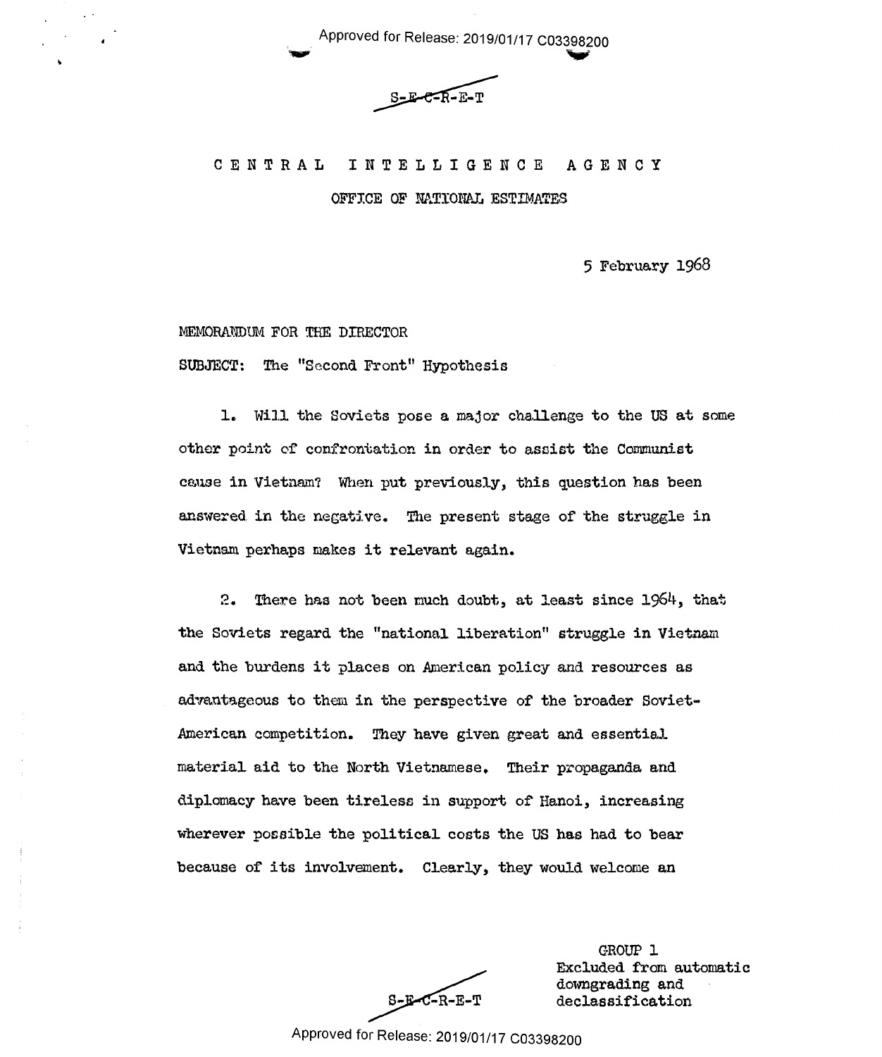S-E-C-R-E-T

CENTRAL INTELLIGENCE AGENCY

OFFICE OF NATIONAL ESTIMATES

5 February 1968

MEMORANDUM FOR THE DIRECTOR

SUBJECT: The "Second Front" Hypothesis

1. Will the Soviets pose a major challenge to the US at some other point of confrontation in order to assist the Communist cause in Vietnam? When put previously, this question has been answered in the negative. The present stage of the struggle in Vietnam perhaps makes it relevant again.

2. There has not been much doubt, at least since 1964, that the Soviets regard the "national liberation" struggle in Vietnam and the burdens it places on American policy and resources as advantageous to them in the perspective of the broader Soviet-American competition. They have given great and essential material aid to the North Vietnamese. Their propaganda and diplomacy have been tireless in support of Hanoi, increasing wherever possible the political costs the US has had to bear because of its involvement. Clearly, they would welcome an

GROUP 1
Excluded from automatic downgrading and declassification

S-E-C-R-E-T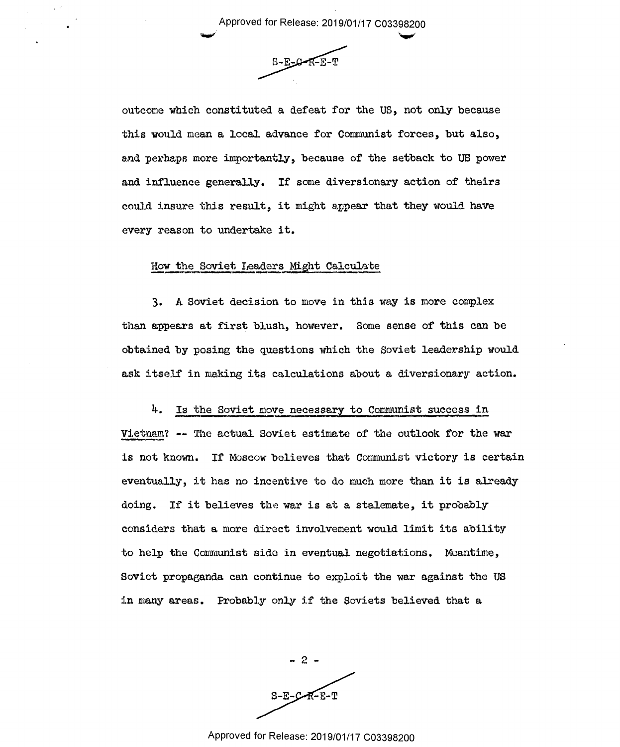outcome which constituted a defeat for the US, not only because this would mean a local advance for Communist forces, but also, and perhaps more importantly, because of the setback to US power and influence generally. If some diversionary action of theirs could insure this result, it might appear that they would have every reason to undertake it.

<u>How the Soviet Leaders Might Calculate</u>

3. A Soviet decision to move in this way is more complex than appears at first blush, however. Some sense of this can be obtained by posing the questions which the Soviet leadership would ask itself in making its calculations about a diversionary action.

4. <u>Is the Soviet move necessary to Communist success in Vietnam?</u> -- The actual Soviet estimate of the outlook for the war is not known. If Moscow believes that Communist victory is certain eventually, it has no incentive to do much more than it is already doing. If it believes the war is at a stalemate, it probably considers that a more direct involvement would limit its ability to help the Communist side in eventual negotiations. Meantime, Soviet propaganda can continue to exploit the war against the US in many areas. Probably only if the Soviets believed that a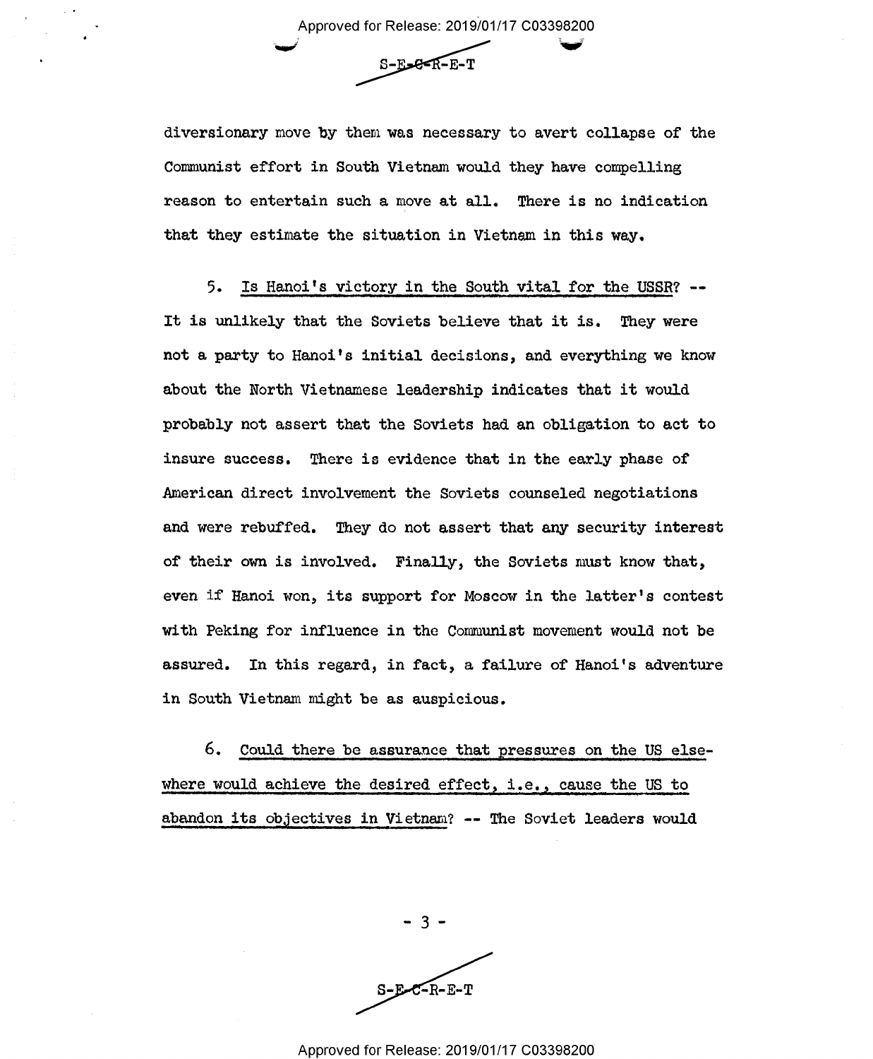diversionary move by them was necessary to avert collapse of the Communist effort in South Vietnam would they have compelling reason to entertain such a move at all. There is no indication that they estimate the situation in Vietnam in this way.

5. Is Hanoi's victory in the South vital for the USSR? -- It is unlikely that the Soviets believe that it is. They were not a party to Hanoi's initial decisions, and everything we know about the North Vietnamese leadership indicates that it would probably not assert that the Soviets had an obligation to act to insure success. There is evidence that in the early phase of American direct involvement the Soviets counseled negotiations and were rebuffed. They do not assert that any security interest of their own is involved. Finally, the Soviets must know that, even if Hanoi won, its support for Moscow in the latter's contest with Peking for influence in the Communist movement would not be assured. In this regard, in fact, a failure of Hanoi's adventure in South Vietnam might be as auspicious.

6. Could there be assurance that pressures on the US elsewhere would achieve the desired effect, i.e., cause the US to abandon its objectives in Vietnam? -- The Soviet leaders would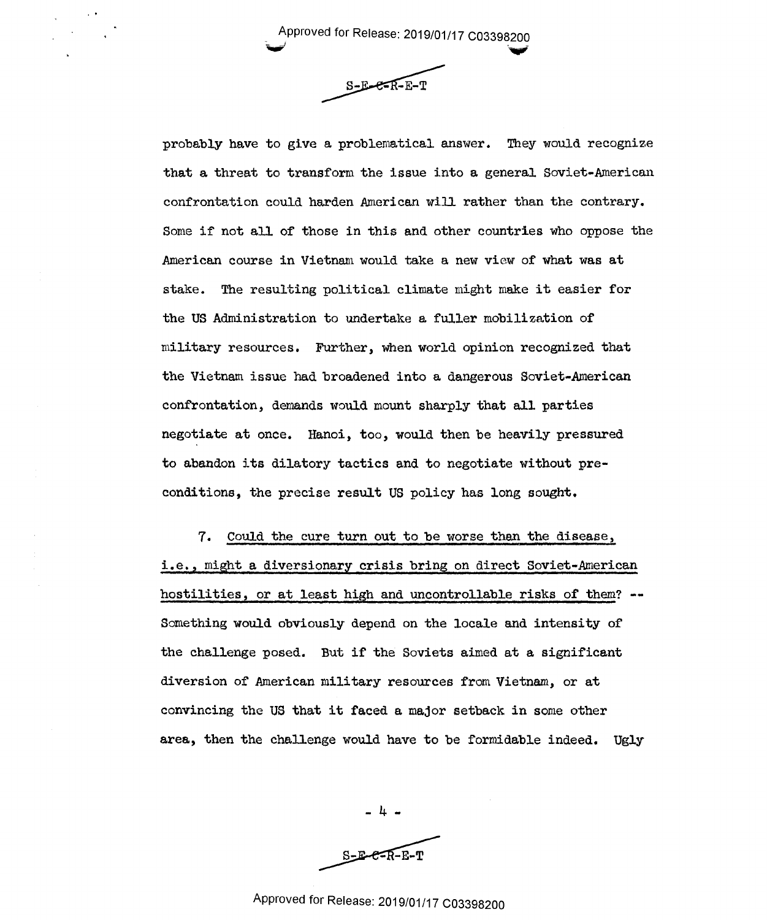probably have to give a problematical answer. They would recognize that a threat to transform the issue into a general Soviet-American confrontation could harden American will rather than the contrary. Some if not all of those in this and other countries who oppose the American course in Vietnam would take a new view of what was at stake. The resulting political climate might make it easier for the US Administration to undertake a fuller mobilization of military resources. Further, when world opinion recognized that the Vietnam issue had broadened into a dangerous Soviet-American confrontation, demands would mount sharply that all parties negotiate at once. Hanoi, too, would then be heavily pressured to abandon its dilatory tactics and to negotiate without preconditions, the precise result US policy has long sought.

7. <u>Could the cure turn out to be worse than the disease, i.e., might a diversionary crisis bring on direct Soviet-American hostilities, or at least high and uncontrollable risks of them?</u> -- Something would obviously depend on the locale and intensity of the challenge posed. But if the Soviets aimed at a significant diversion of American military resources from Vietnam, or at convincing the US that it faced a major setback in some other area, then the challenge would have to be formidable indeed. Ugly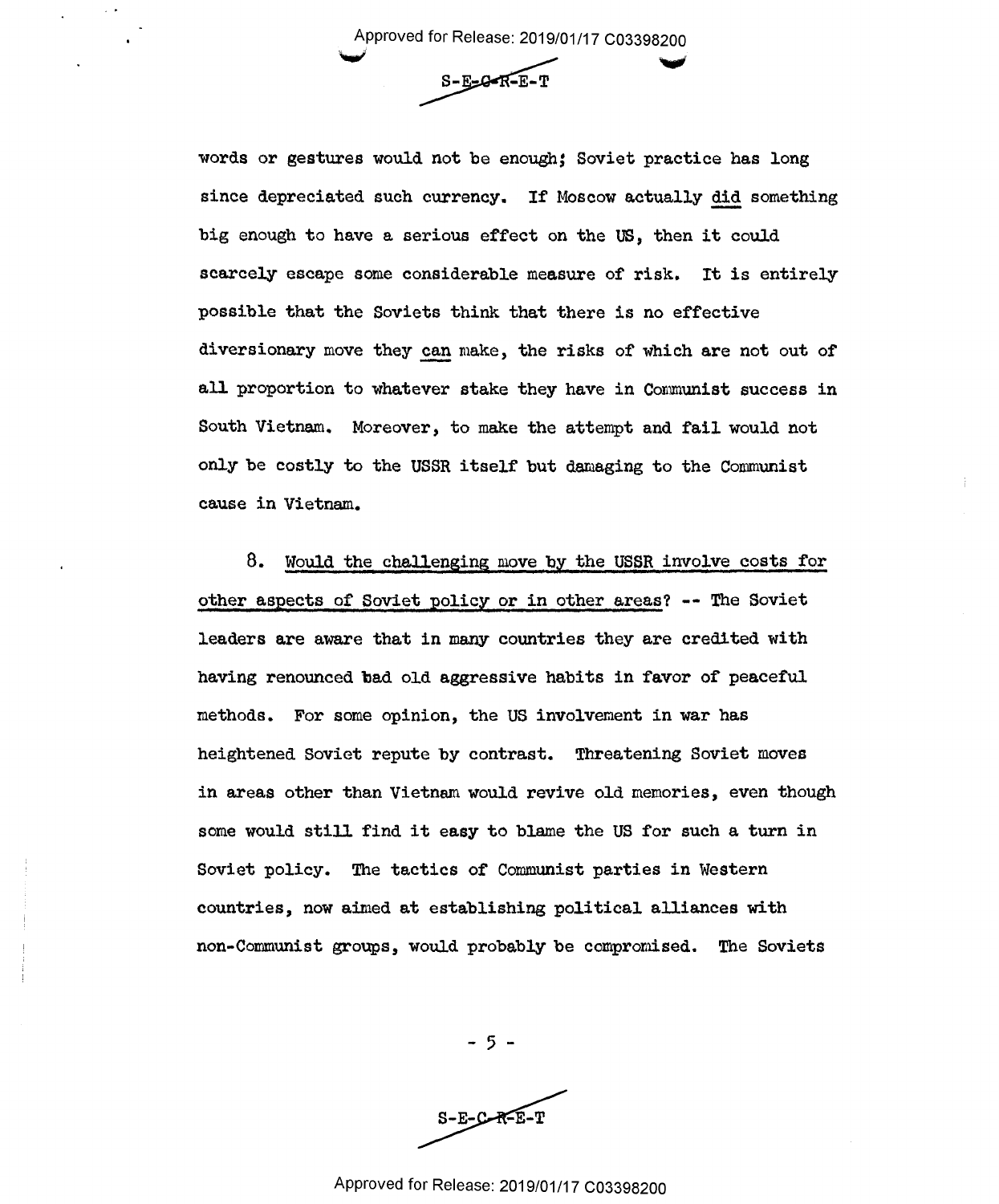words or gestures would not be enough; Soviet practice has long since depreciated such currency. If Moscow actually *did* something big enough to have a serious effect on the US, then it could scarcely escape some considerable measure of risk. It is entirely possible that the Soviets think that there is no effective diversionary move they *can* make, the risks of which are not out of all proportion to whatever stake they have in Communist success in South Vietnam. Moreover, to make the attempt and fail would not only be costly to the USSR itself but damaging to the Communist cause in Vietnam.

8. *Would the challenging move by the USSR involve costs for other aspects of Soviet policy or in other areas?* -- The Soviet leaders are aware that in many countries they are credited with having renounced bad old aggressive habits in favor of peaceful methods. For some opinion, the US involvement in war has heightened Soviet repute by contrast. Threatening Soviet moves in areas other than Vietnam would revive old memories, even though some would still find it easy to blame the US for such a turn in Soviet policy. The tactics of Communist parties in Western countries, now aimed at establishing political alliances with non-Communist groups, would probably be compromised. The Soviets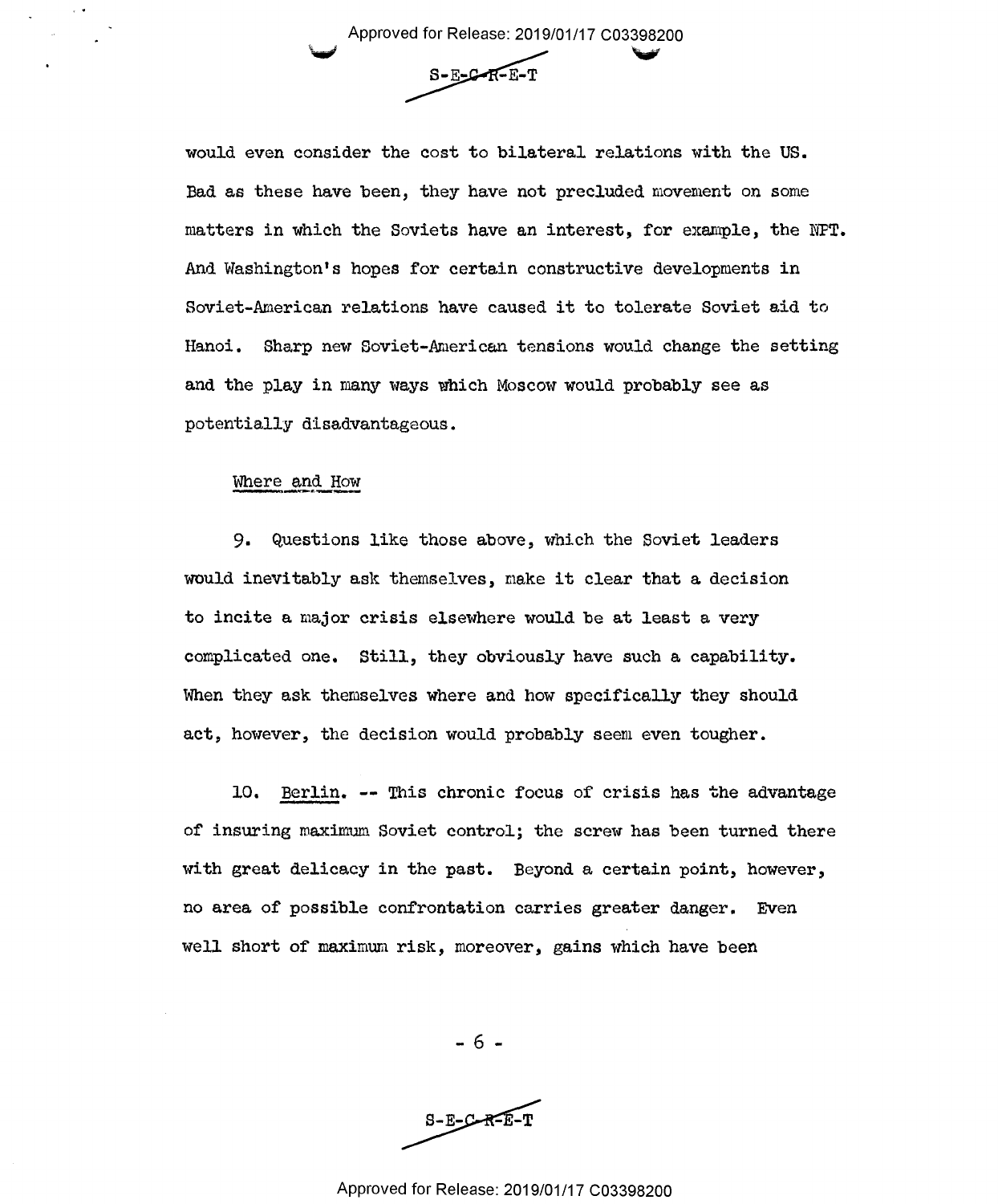would even consider the cost to bilateral relations with the US. Bad as these have been, they have not precluded movement on some matters in which the Soviets have an interest, for example, the NPT. And Washington's hopes for certain constructive developments in Soviet-American relations have caused it to tolerate Soviet aid to Hanoi. Sharp new Soviet-American tensions would change the setting and the play in many ways which Moscow would probably see as potentially disadvantageous.

<u>Where and How</u>

9. Questions like those above, which the Soviet leaders would inevitably ask themselves, make it clear that a decision to incite a major crisis elsewhere would be at least a very complicated one. Still, they obviously have such a capability. When they ask themselves where and how specifically they should act, however, the decision would probably seem even tougher.

10. <u>Berlin</u>. -- This chronic focus of crisis has the advantage of insuring maximum Soviet control; the screw has been turned there with great delicacy in the past. Beyond a certain point, however, no area of possible confrontation carries greater danger. Even well short of maximum risk, moreover, gains which have been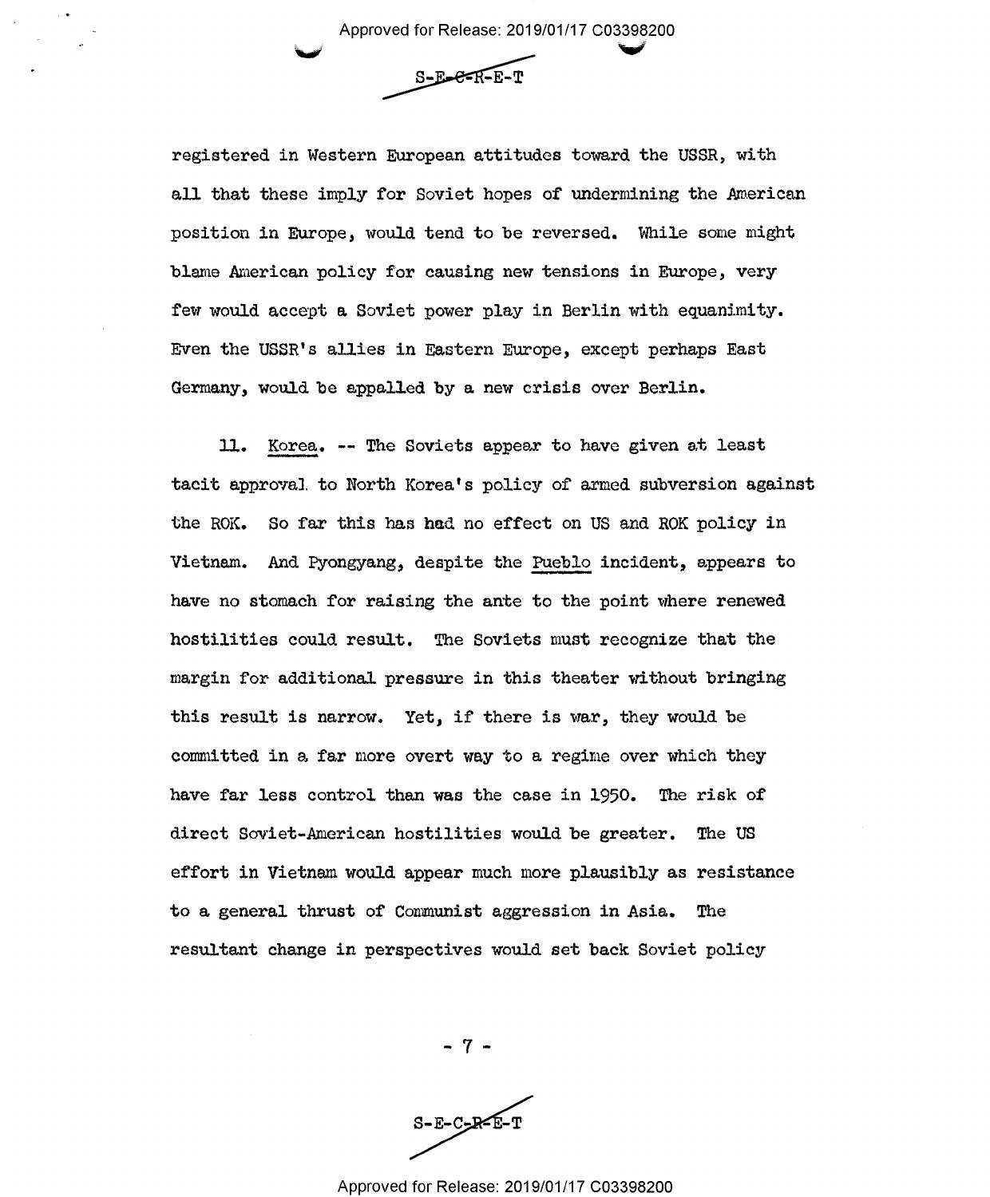registered in Western European attitudes toward the USSR, with all that these imply for Soviet hopes of undermining the American position in Europe, would tend to be reversed. While some might blame American policy for causing new tensions in Europe, very few would accept a Soviet power play in Berlin with equanimity. Even the USSR's allies in Eastern Europe, except perhaps East Germany, would be appalled by a new crisis over Berlin.

11. Korea. -- The Soviets appear to have given at least tacit approval to North Korea's policy of armed subversion against the ROK. So far this has had no effect on US and ROK policy in Vietnam. And Pyongyang, despite the *Pueblo* incident, appears to have no stomach for raising the ante to the point where renewed hostilities could result. The Soviets must recognize that the margin for additional pressure in this theater without bringing this result is narrow. Yet, if there is war, they would be committed in a far more overt way to a regime over which they have far less control than was the case in 1950. The risk of direct Soviet-American hostilities would be greater. The US effort in Vietnam would appear much more plausibly as resistance to a general thrust of Communist aggression in Asia. The resultant change in perspectives would set back Soviet policy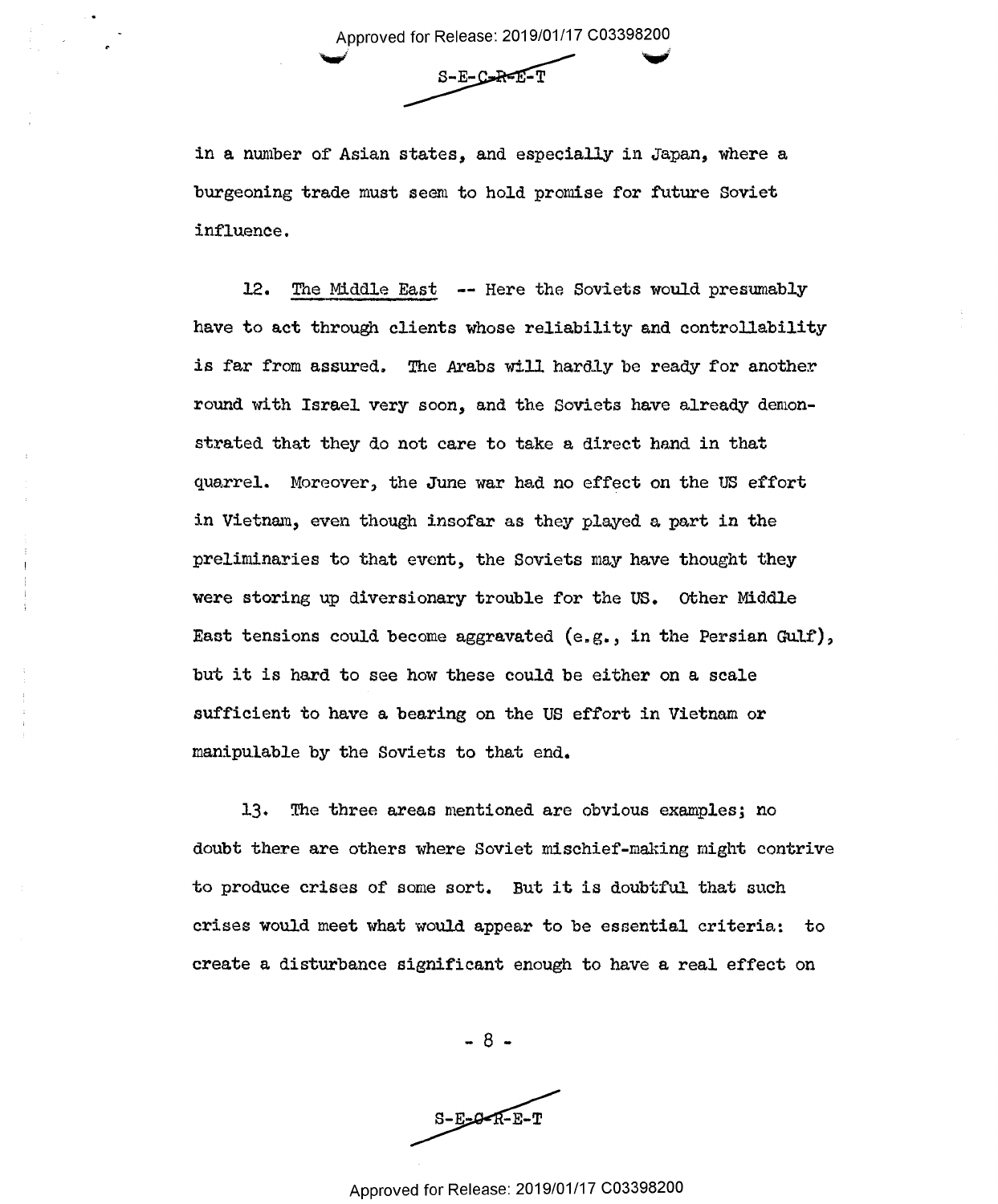in a number of Asian states, and especially in Japan, where a burgeoning trade must seem to hold promise for future Soviet influence.

12. <u>The Middle East</u> -- Here the Soviets would presumably have to act through clients whose reliability and controllability is far from assured. The Arabs will hardly be ready for another round with Israel very soon, and the Soviets have already demonstrated that they do not care to take a direct hand in that quarrel. Moreover, the June war had no effect on the US effort in Vietnam, even though insofar as they played a part in the preliminaries to that event, the Soviets may have thought they were storing up diversionary trouble for the US. Other Middle East tensions could become aggravated (e.g., in the Persian Gulf), but it is hard to see how these could be either on a scale sufficient to have a bearing on the US effort in Vietnam or manipulable by the Soviets to that end.

13. The three areas mentioned are obvious examples; no doubt there are others where Soviet mischief-making might contrive to produce crises of some sort. But it is doubtful that such crises would meet what would appear to be essential criteria: to create a disturbance significant enough to have a real effect on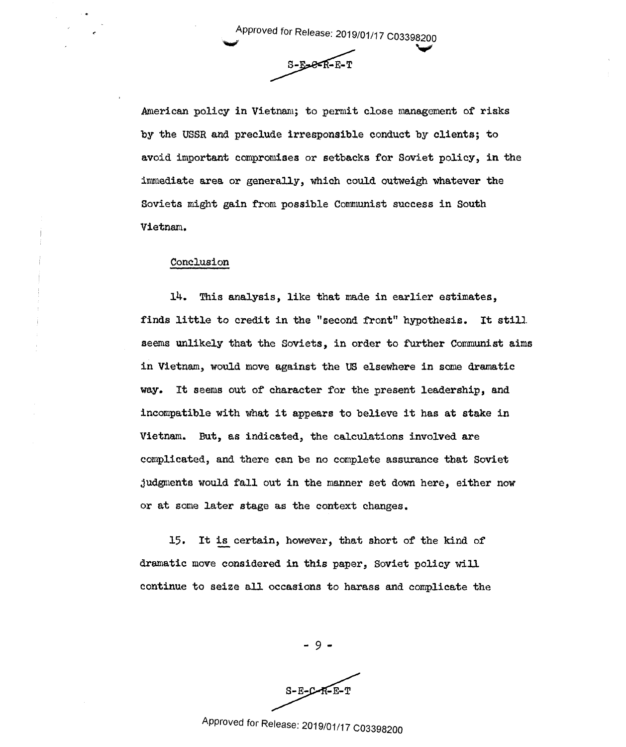American policy in Vietnam; to permit close management of risks by the USSR and preclude irresponsible conduct by clients; to avoid important compromises or setbacks for Soviet policy, in the immediate area or generally, which could outweigh whatever the Soviets might gain from possible Communist success in South Vietnam.

Conclusion

14. This analysis, like that made in earlier estimates, finds little to credit in the "second front" hypothesis. It still seems unlikely that the Soviets, in order to further Communist aims in Vietnam, would move against the US elsewhere in some dramatic way. It seems out of character for the present leadership, and incompatible with what it appears to believe it has at stake in Vietnam. But, as indicated, the calculations involved are complicated, and there can be no complete assurance that Soviet judgments would fall out in the manner set down here, either now or at some later stage as the context changes.

15. It is certain, however, that short of the kind of dramatic move considered in this paper, Soviet policy will continue to seize all occasions to harass and complicate the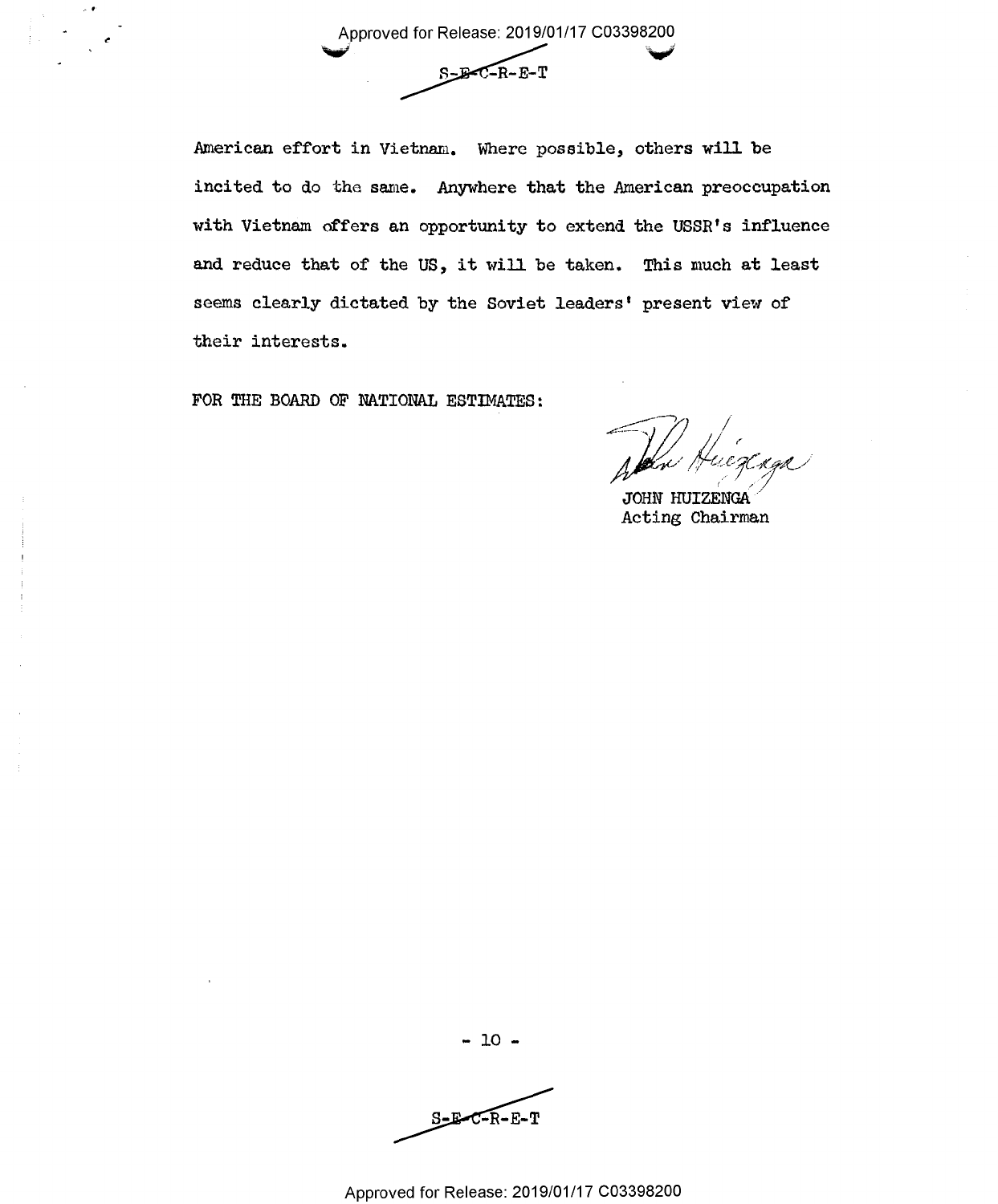American effort in Vietnam. Where possible, others will be incited to do the same. Anywhere that the American preoccupation with Vietnam offers an opportunity to extend the USSR's influence and reduce that of the US, it will be taken. This much at least seems clearly dictated by the Soviet leaders' present view of their interests.

FOR THE BOARD OF NATIONAL ESTIMATES:

JOHN HUIZENGA
Acting Chairman